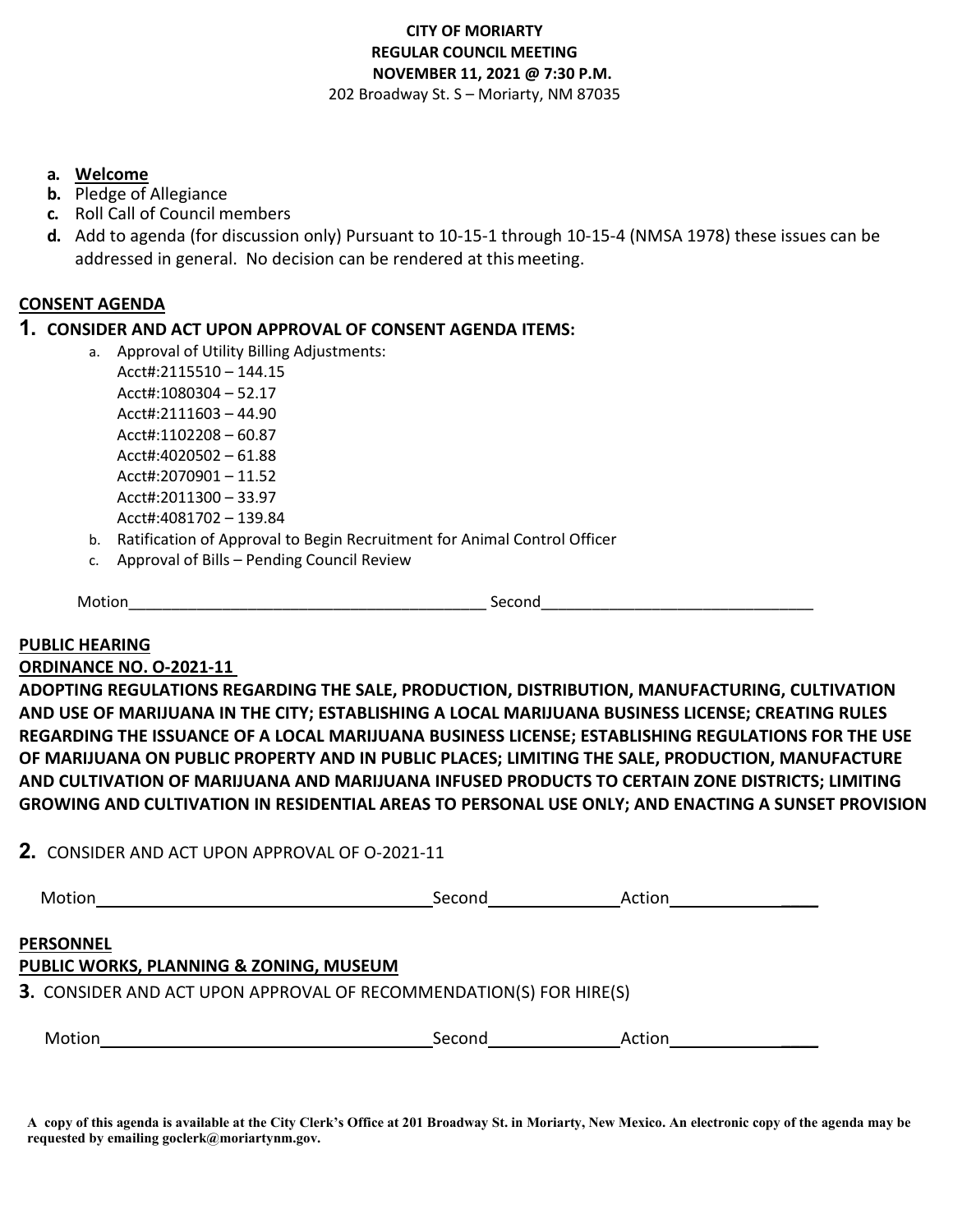**CITY OF MORIARTY**
**REGULAR COUNCIL MEETING**
**NOVEMBER 11, 2021 @ 7:30 P.M.**
202 Broadway St. S – Moriarty, NM 87035

- **a. Welcome**
- **b.** Pledge of Allegiance
- **c.** Roll Call of Council members
- **d.** Add to agenda (for discussion only) Pursuant to 10-15-1 through 10-15-4 (NMSA 1978) these issues can be addressed in general. No decision can be rendered at this meeting.

## CONSENT AGENDA

### 1. CONSIDER AND ACT UPON APPROVAL OF CONSENT AGENDA ITEMS:

a. Approval of Utility Billing Adjustments:
   Acct#:2115510 – 144.15
   Acct#:1080304 – 52.17
   Acct#:2111603 – 44.90
   Acct#:1102208 – 60.87
   Acct#:4020502 – 61.88
   Acct#:2070901 – 11.52
   Acct#:2011300 – 33.97
   Acct#:4081702 – 139.84

b. Ratification of Approval to Begin Recruitment for Animal Control Officer

c. Approval of Bills – Pending Council Review

Motion_________________________________________ Second_______________________________

## PUBLIC HEARING

## ORDINANCE NO. O-2021-11

**ADOPTING REGULATIONS REGARDING THE SALE, PRODUCTION, DISTRIBUTION, MANUFACTURING, CULTIVATION AND USE OF MARIJUANA IN THE CITY; ESTABLISHING A LOCAL MARIJUANA BUSINESS LICENSE; CREATING RULES REGARDING THE ISSUANCE OF A LOCAL MARIJUANA BUSINESS LICENSE; ESTABLISHING REGULATIONS FOR THE USE OF MARIJUANA ON PUBLIC PROPERTY AND IN PUBLIC PLACES; LIMITING THE SALE, PRODUCTION, MANUFACTURE AND CULTIVATION OF MARIJUANA AND MARIJUANA INFUSED PRODUCTS TO CERTAIN ZONE DISTRICTS; LIMITING GROWING AND CULTIVATION IN RESIDENTIAL AREAS TO PERSONAL USE ONLY; AND ENACTING A SUNSET PROVISION**

**2.** CONSIDER AND ACT UPON APPROVAL OF O-2021-11

Motion____________________________________Second______________Action________________

## PERSONNEL

## PUBLIC WORKS, PLANNING & ZONING, MUSEUM

**3.** CONSIDER AND ACT UPON APPROVAL OF RECOMMENDATION(S) FOR HIRE(S)

Motion____________________________________Second______________Action________________

**A copy of this agenda is available at the City Clerk's Office at 201 Broadway St. in Moriarty, New Mexico. An electronic copy of the agenda may be requested by emailing goclerk@moriartynm.gov.**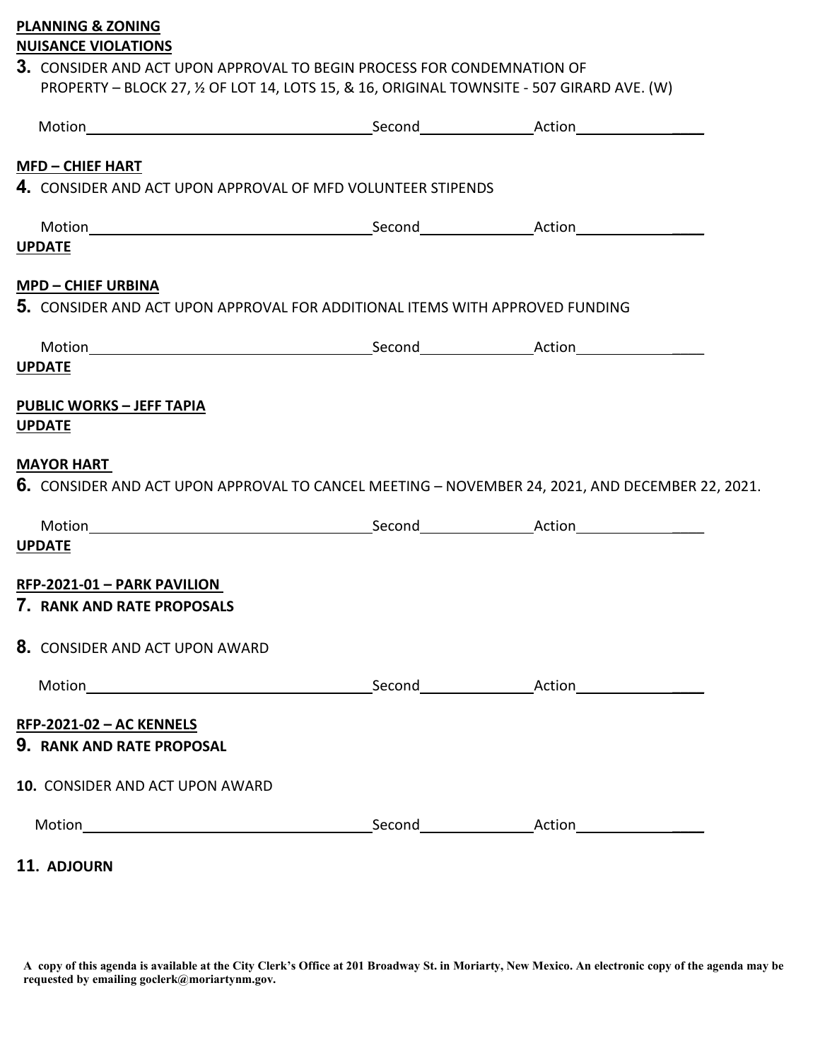**PLANNING & ZONING**
**NUISANCE VIOLATIONS**

**3.** CONSIDER AND ACT UPON APPROVAL TO BEGIN PROCESS FOR CONDEMNATION OF PROPERTY – BLOCK 27, ½ OF LOT 14, LOTS 15, & 16, ORIGINAL TOWNSITE - 507 GIRARD AVE. (W)

Motion_____________________________ Second______________ Action_______________

**MFD – CHIEF HART**

**4.** CONSIDER AND ACT UPON APPROVAL OF MFD VOLUNTEER STIPENDS

Motion_____________________________ Second______________ Action_______________

**UPDATE**

**MPD – CHIEF URBINA**

**5.** CONSIDER AND ACT UPON APPROVAL FOR ADDITIONAL ITEMS WITH APPROVED FUNDING

Motion_____________________________ Second______________ Action_______________

**UPDATE**

**PUBLIC WORKS – JEFF TAPIA**
**UPDATE**

**MAYOR HART**

**6.** CONSIDER AND ACT UPON APPROVAL TO CANCEL MEETING – NOVEMBER 24, 2021, AND DECEMBER 22, 2021.

Motion_____________________________ Second______________ Action_______________

**UPDATE**

**RFP-2021-01 – PARK PAVILION**

**7. RANK AND RATE PROPOSALS**

**8.** CONSIDER AND ACT UPON AWARD

Motion_____________________________ Second______________ Action_______________

**RFP-2021-02 – AC KENNELS**

**9. RANK AND RATE PROPOSAL**

**10.** CONSIDER AND ACT UPON AWARD

Motion_____________________________ Second______________ Action_______________

**11. ADJOURN**

**A copy of this agenda is available at the City Clerk's Office at 201 Broadway St. in Moriarty, New Mexico. An electronic copy of the agenda may be requested by emailing goclerk@moriartynm.gov.**